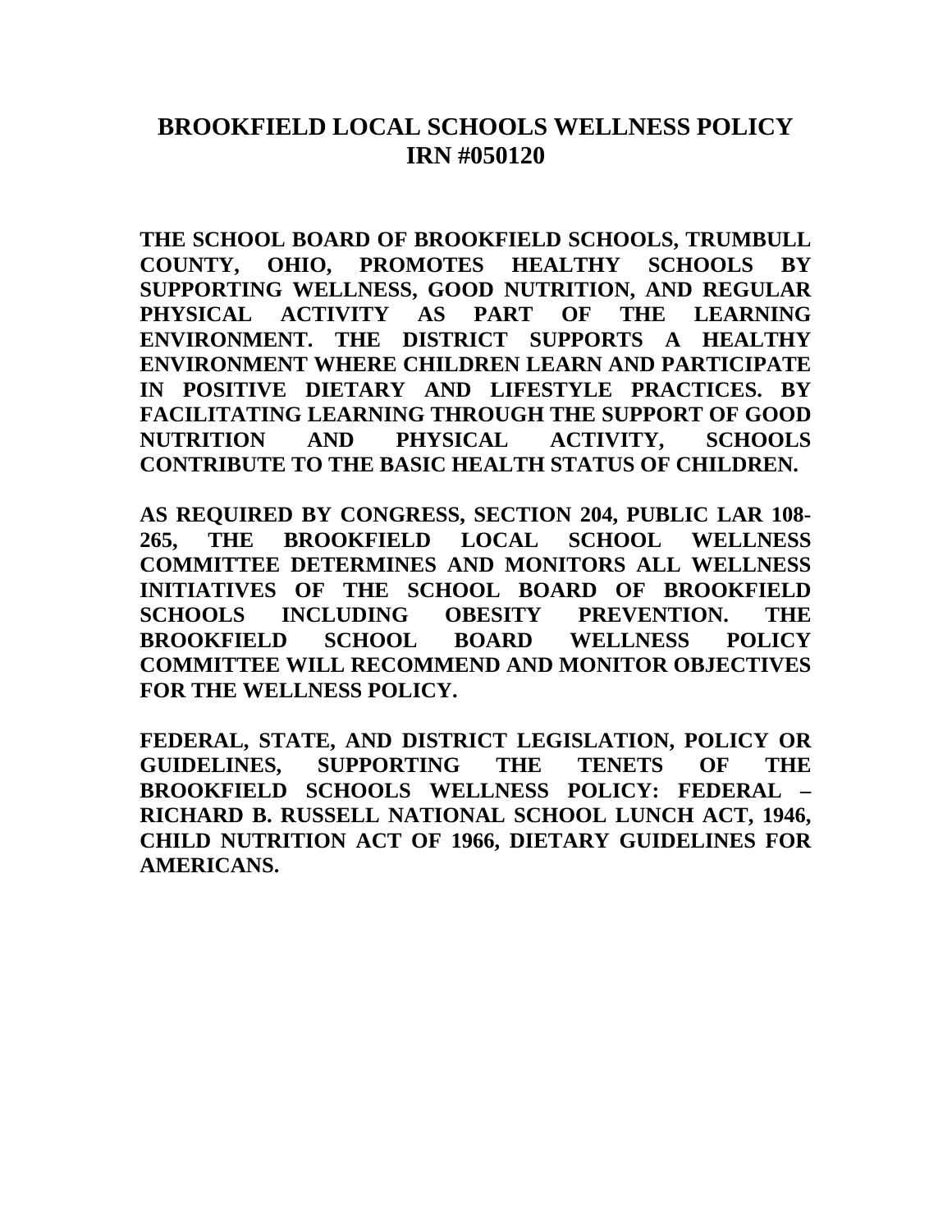# BROOKFIELD LOCAL SCHOOLS WELLNESS POLICY IRN #050120

**THE SCHOOL BOARD OF BROOKFIELD SCHOOLS, TRUMBULL COUNTY, OHIO, PROMOTES HEALTHY SCHOOLS BY SUPPORTING WELLNESS, GOOD NUTRITION, AND REGULAR PHYSICAL ACTIVITY AS PART OF THE LEARNING ENVIRONMENT. THE DISTRICT SUPPORTS A HEALTHY ENVIRONMENT WHERE CHILDREN LEARN AND PARTICIPATE IN POSITIVE DIETARY AND LIFESTYLE PRACTICES. BY FACILITATING LEARNING THROUGH THE SUPPORT OF GOOD NUTRITION AND PHYSICAL ACTIVITY, SCHOOLS CONTRIBUTE TO THE BASIC HEALTH STATUS OF CHILDREN.**

**AS REQUIRED BY CONGRESS, SECTION 204, PUBLIC LAR 108-265, THE BROOKFIELD LOCAL SCHOOL WELLNESS COMMITTEE DETERMINES AND MONITORS ALL WELLNESS INITIATIVES OF THE SCHOOL BOARD OF BROOKFIELD SCHOOLS INCLUDING OBESITY PREVENTION. THE BROOKFIELD SCHOOL BOARD WELLNESS POLICY COMMITTEE WILL RECOMMEND AND MONITOR OBJECTIVES FOR THE WELLNESS POLICY.**

**FEDERAL, STATE, AND DISTRICT LEGISLATION, POLICY OR GUIDELINES, SUPPORTING THE TENETS OF THE BROOKFIELD SCHOOLS WELLNESS POLICY: FEDERAL – RICHARD B. RUSSELL NATIONAL SCHOOL LUNCH ACT, 1946, CHILD NUTRITION ACT OF 1966, DIETARY GUIDELINES FOR AMERICANS.**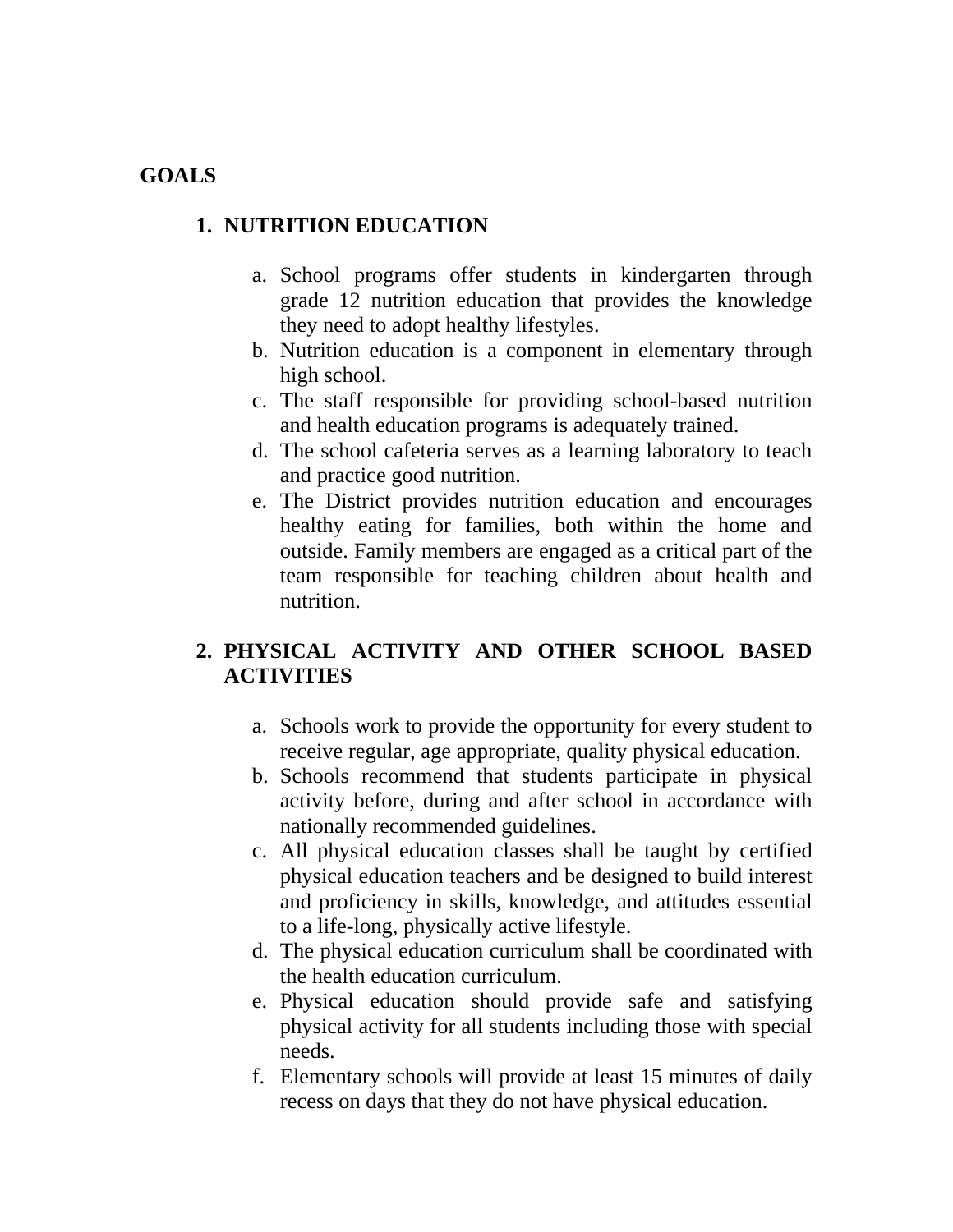**GOALS**

1. **NUTRITION EDUCATION**

    a. School programs offer students in kindergarten through grade 12 nutrition education that provides the knowledge they need to adopt healthy lifestyles.
    b. Nutrition education is a component in elementary through high school.
    c. The staff responsible for providing school-based nutrition and health education programs is adequately trained.
    d. The school cafeteria serves as a learning laboratory to teach and practice good nutrition.
    e. The District provides nutrition education and encourages healthy eating for families, both within the home and outside. Family members are engaged as a critical part of the team responsible for teaching children about health and nutrition.

2. **PHYSICAL ACTIVITY AND OTHER SCHOOL BASED ACTIVITIES**

    a. Schools work to provide the opportunity for every student to receive regular, age appropriate, quality physical education.
    b. Schools recommend that students participate in physical activity before, during and after school in accordance with nationally recommended guidelines.
    c. All physical education classes shall be taught by certified physical education teachers and be designed to build interest and proficiency in skills, knowledge, and attitudes essential to a life-long, physically active lifestyle.
    d. The physical education curriculum shall be coordinated with the health education curriculum.
    e. Physical education should provide safe and satisfying physical activity for all students including those with special needs.
    f. Elementary schools will provide at least 15 minutes of daily recess on days that they do not have physical education.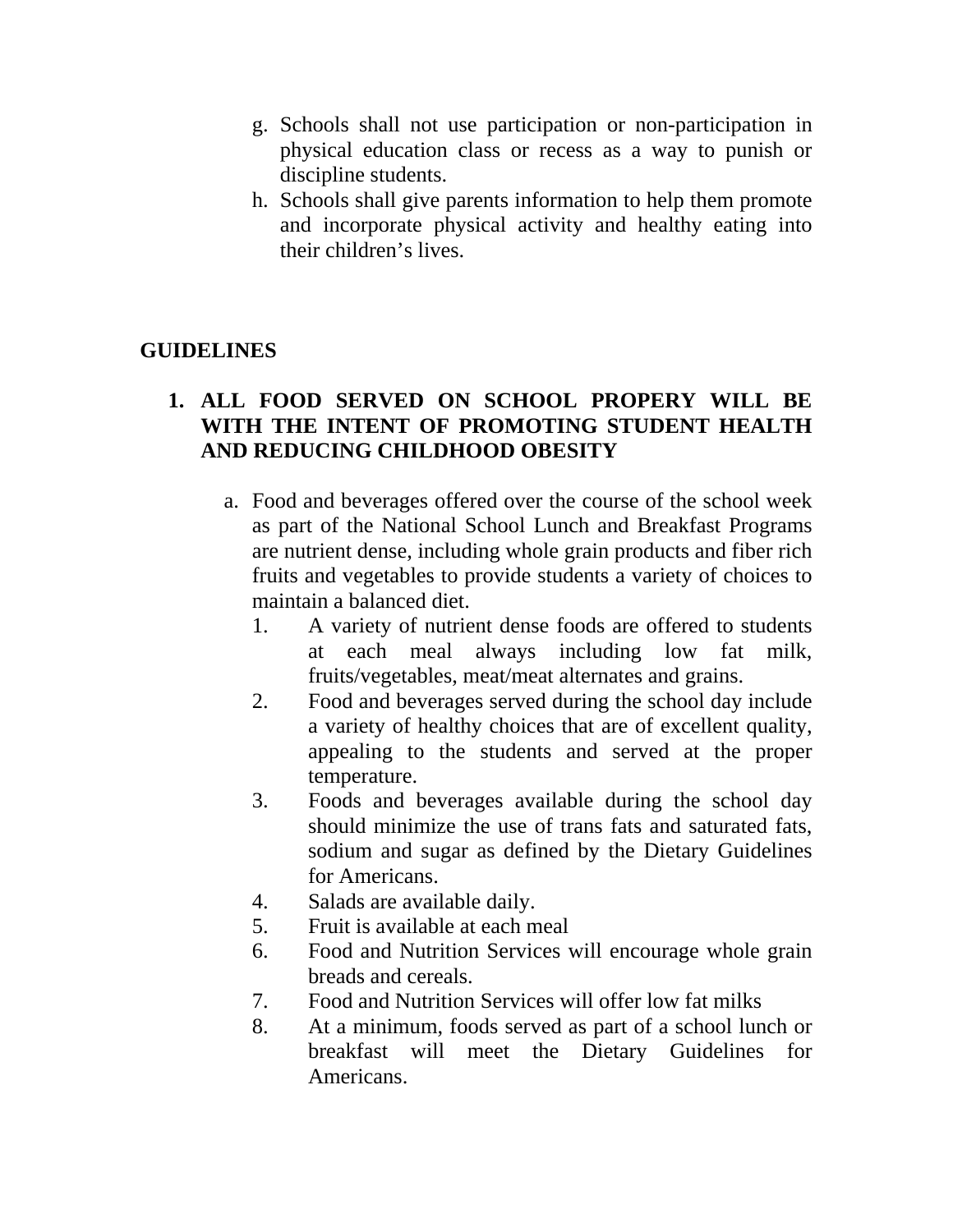g. Schools shall not use participation or non-participation in physical education class or recess as a way to punish or discipline students.
h. Schools shall give parents information to help them promote and incorporate physical activity and healthy eating into their children's lives.

## GUIDELINES

1. **ALL FOOD SERVED ON SCHOOL PROPERY WILL BE WITH THE INTENT OF PROMOTING STUDENT HEALTH AND REDUCING CHILDHOOD OBESITY**

   a. Food and beverages offered over the course of the school week as part of the National School Lunch and Breakfast Programs are nutrient dense, including whole grain products and fiber rich fruits and vegetables to provide students a variety of choices to maintain a balanced diet.
      1. A variety of nutrient dense foods are offered to students at each meal always including low fat milk, fruits/vegetables, meat/meat alternates and grains.
      2. Food and beverages served during the school day include a variety of healthy choices that are of excellent quality, appealing to the students and served at the proper temperature.
      3. Foods and beverages available during the school day should minimize the use of trans fats and saturated fats, sodium and sugar as defined by the Dietary Guidelines for Americans.
      4. Salads are available daily.
      5. Fruit is available at each meal
      6. Food and Nutrition Services will encourage whole grain breads and cereals.
      7. Food and Nutrition Services will offer low fat milks
      8. At a minimum, foods served as part of a school lunch or breakfast will meet the Dietary Guidelines for Americans.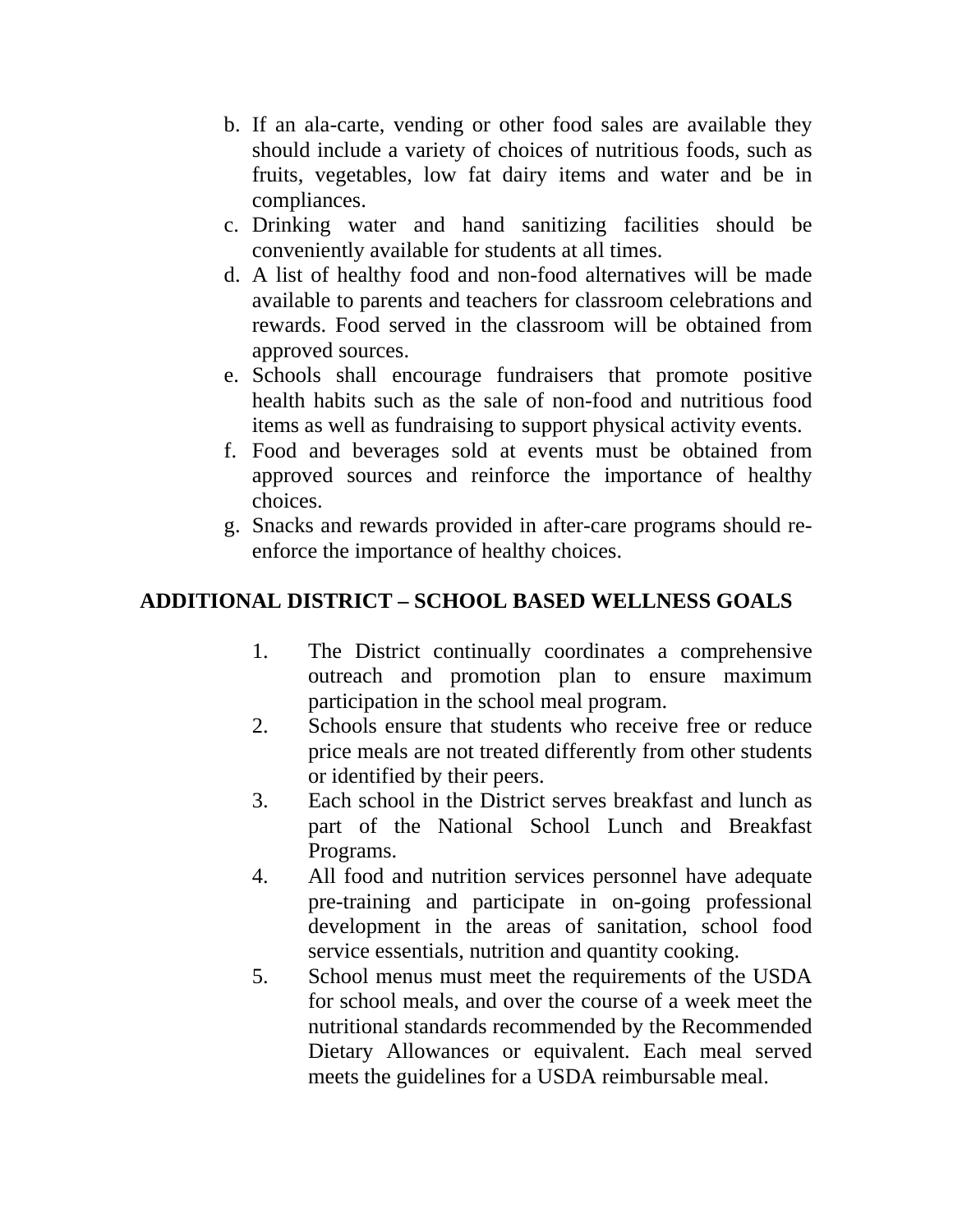b. If an ala-carte, vending or other food sales are available they should include a variety of choices of nutritious foods, such as fruits, vegetables, low fat dairy items and water and be in compliances.
c. Drinking water and hand sanitizing facilities should be conveniently available for students at all times.
d. A list of healthy food and non-food alternatives will be made available to parents and teachers for classroom celebrations and rewards. Food served in the classroom will be obtained from approved sources.
e. Schools shall encourage fundraisers that promote positive health habits such as the sale of non-food and nutritious food items as well as fundraising to support physical activity events.
f. Food and beverages sold at events must be obtained from approved sources and reinforce the importance of healthy choices.
g. Snacks and rewards provided in after-care programs should re-enforce the importance of healthy choices.

## ADDITIONAL DISTRICT – SCHOOL BASED WELLNESS GOALS

1. The District continually coordinates a comprehensive outreach and promotion plan to ensure maximum participation in the school meal program.
2. Schools ensure that students who receive free or reduce price meals are not treated differently from other students or identified by their peers.
3. Each school in the District serves breakfast and lunch as part of the National School Lunch and Breakfast Programs.
4. All food and nutrition services personnel have adequate pre-training and participate in on-going professional development in the areas of sanitation, school food service essentials, nutrition and quantity cooking.
5. School menus must meet the requirements of the USDA for school meals, and over the course of a week meet the nutritional standards recommended by the Recommended Dietary Allowances or equivalent. Each meal served meets the guidelines for a USDA reimbursable meal.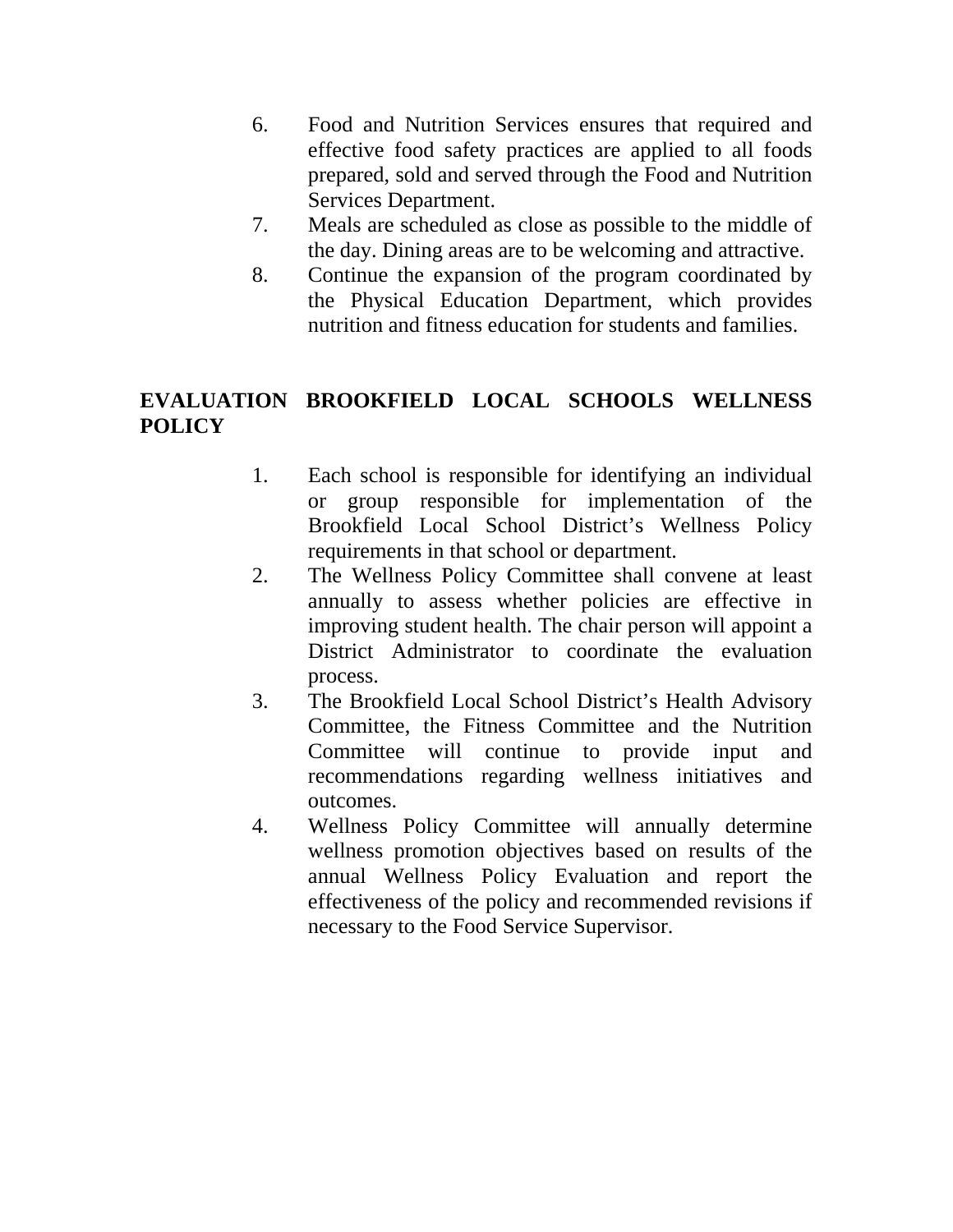6. Food and Nutrition Services ensures that required and effective food safety practices are applied to all foods prepared, sold and served through the Food and Nutrition Services Department.
7. Meals are scheduled as close as possible to the middle of the day. Dining areas are to be welcoming and attractive.
8. Continue the expansion of the program coordinated by the Physical Education Department, which provides nutrition and fitness education for students and families.

**EVALUATION BROOKFIELD LOCAL SCHOOLS WELLNESS POLICY**

1. Each school is responsible for identifying an individual or group responsible for implementation of the Brookfield Local School District's Wellness Policy requirements in that school or department.
2. The Wellness Policy Committee shall convene at least annually to assess whether policies are effective in improving student health. The chair person will appoint a District Administrator to coordinate the evaluation process.
3. The Brookfield Local School District's Health Advisory Committee, the Fitness Committee and the Nutrition Committee will continue to provide input and recommendations regarding wellness initiatives and outcomes.
4. Wellness Policy Committee will annually determine wellness promotion objectives based on results of the annual Wellness Policy Evaluation and report the effectiveness of the policy and recommended revisions if necessary to the Food Service Supervisor.